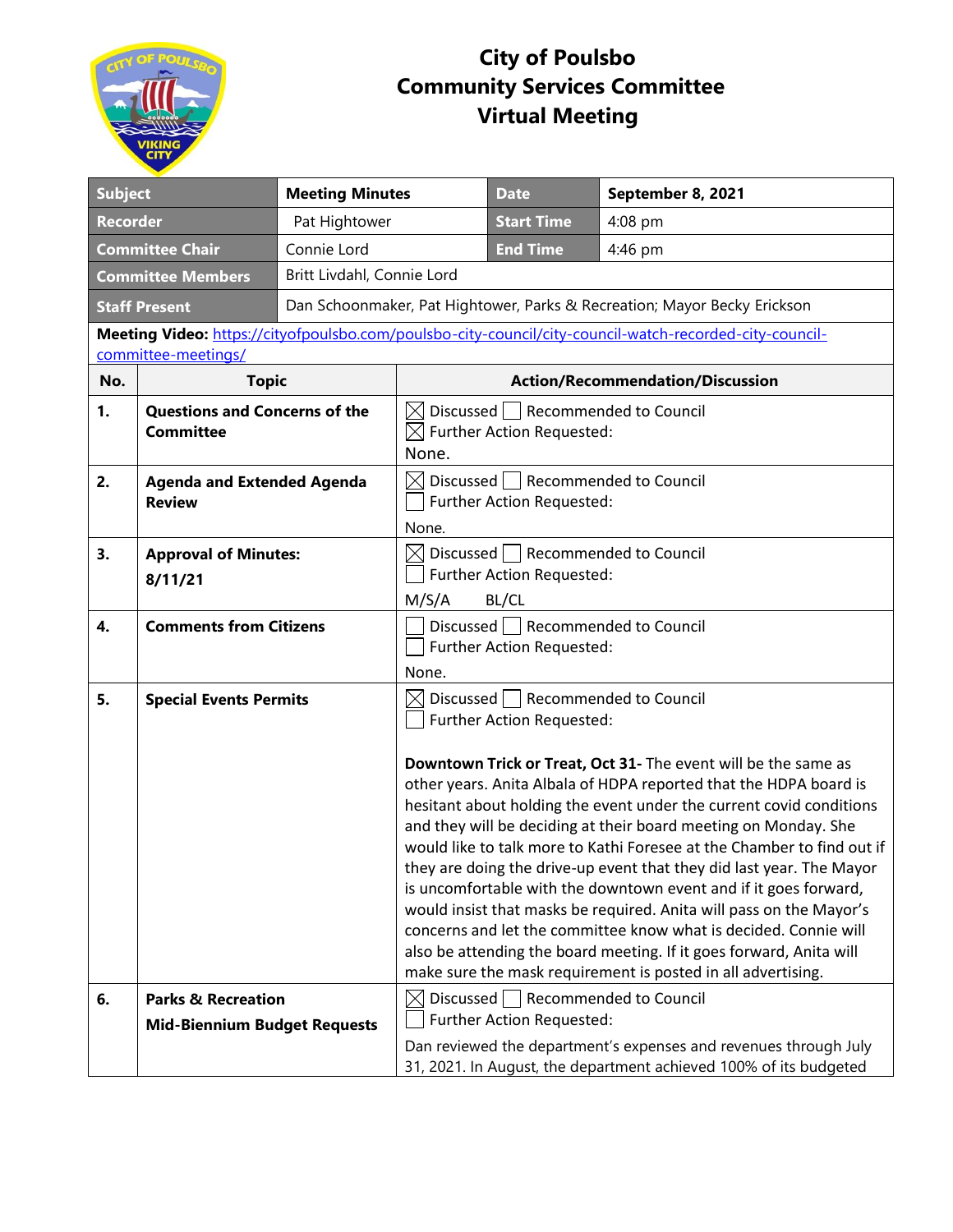# City of Poulsbo
# Community Services Committee
# Virtual Meeting

| Subject | Meeting Minutes | Date | September 8, 2021 |
|---|---|---|---|
| Recorder | Pat Hightower | Start Time | 4:08 pm |
| Committee Chair | Connie Lord | End Time | 4:46 pm |
| Committee Members | Britt Livdahl, Connie Lord | | |
| Staff Present | Dan Schoonmaker, Pat Hightower, Parks & Recreation; Mayor Becky Erickson | | |

**Meeting Video:** https://cityofpoulsbo.com/poulsbo-city-council/city-council-watch-recorded-city-council-committee-meetings/

| No. | Topic | Action/Recommendation/Discussion |
|---|---|---|
| 1. | **Questions and Concerns of the Committee** | ☒ Discussed ☐ Recommended to Council<br>☒ Further Action Requested:<br>None. |
| 2. | **Agenda and Extended Agenda Review** | ☒ Discussed ☐ Recommended to Council<br>☐ Further Action Requested:<br>None. |
| 3. | **Approval of Minutes: 8/11/21** | ☒ Discussed ☐ Recommended to Council<br>☐ Further Action Requested:<br>M/S/A BL/CL |
| 4. | **Comments from Citizens** | ☐ Discussed ☐ Recommended to Council<br>☐ Further Action Requested:<br>None. |
| 5. | **Special Events Permits** | ☒ Discussed ☐ Recommended to Council<br>☐ Further Action Requested:<br><br>**Downtown Trick or Treat, Oct 31-** The event will be the same as other years. Anita Albala of HDPA reported that the HDPA board is hesitant about holding the event under the current covid conditions and they will be deciding at their board meeting on Monday. She would like to talk more to Kathi Foresee at the Chamber to find out if they are doing the drive-up event that they did last year. The Mayor is uncomfortable with the downtown event and if it goes forward, would insist that masks be required. Anita will pass on the Mayor's concerns and let the committee know what is decided. Connie will also be attending the board meeting. If it goes forward, Anita will make sure the mask requirement is posted in all advertising. |
| 6. | **Parks & Recreation Mid-Biennium Budget Requests** | ☒ Discussed ☐ Recommended to Council<br>☐ Further Action Requested:<br>Dan reviewed the department's expenses and revenues through July 31, 2021. In August, the department achieved 100% of its budgeted |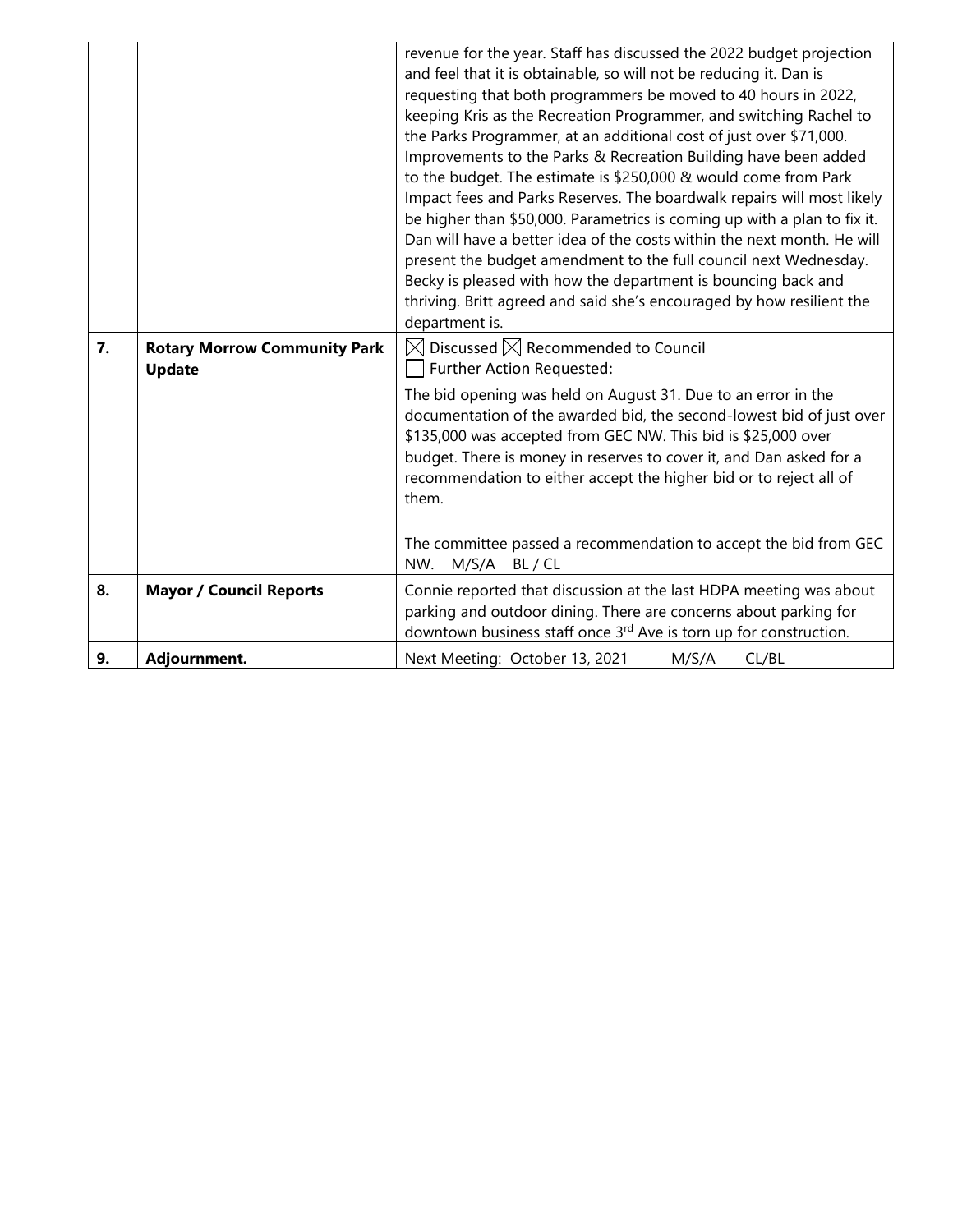| | | |
|---|---|---|
| | | revenue for the year. Staff has discussed the 2022 budget projection and feel that it is obtainable, so will not be reducing it. Dan is requesting that both programmers be moved to 40 hours in 2022, keeping Kris as the Recreation Programmer, and switching Rachel to the Parks Programmer, at an additional cost of just over $71,000. Improvements to the Parks & Recreation Building have been added to the budget. The estimate is $250,000 & would come from Park Impact fees and Parks Reserves. The boardwalk repairs will most likely be higher than $50,000. Parametrics is coming up with a plan to fix it. Dan will have a better idea of the costs within the next month. He will present the budget amendment to the full council next Wednesday. Becky is pleased with how the department is bouncing back and thriving. Britt agreed and said she's encouraged by how resilient the department is. |
| **7.** | **Rotary Morrow Community Park Update** | ☒ Discussed ☒ Recommended to Council<br>☐ Further Action Requested:<br><br>The bid opening was held on August 31. Due to an error in the documentation of the awarded bid, the second-lowest bid of just over $135,000 was accepted from GEC NW. This bid is $25,000 over budget. There is money in reserves to cover it, and Dan asked for a recommendation to either accept the higher bid or to reject all of them.<br><br>The committee passed a recommendation to accept the bid from GEC NW. M/S/A BL / CL |
| **8.** | **Mayor / Council Reports** | Connie reported that discussion at the last HDPA meeting was about parking and outdoor dining. There are concerns about parking for downtown business staff once 3rd Ave is torn up for construction. |
| **9.** | **Adjournment.** | Next Meeting: October 13, 2021 M/S/A CL/BL |